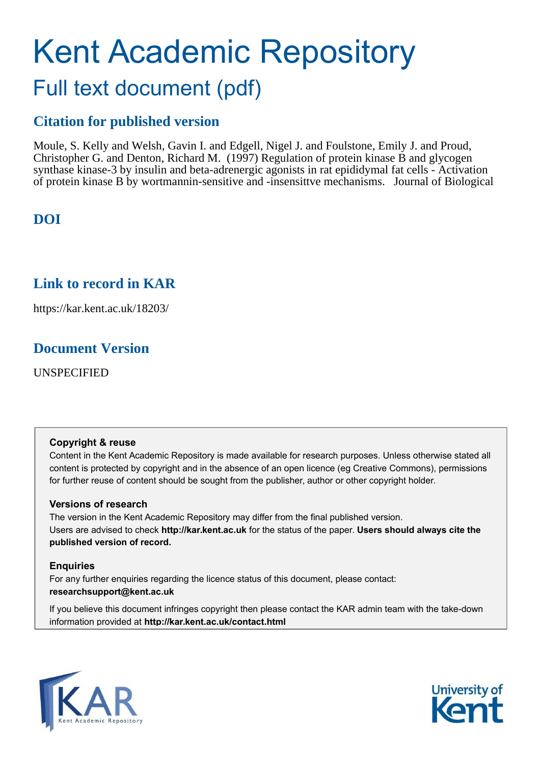# Kent Academic Repository

## Full text document (pdf)

## Citation for published version

Moule, S. Kelly and Welsh, Gavin I. and Edgell, Nigel J. and Foulstone, Emily J. and Proud, Christopher G. and Denton, Richard M. (1997) Regulation of protein kinase B and glycogen synthase kinase-3 by insulin and beta-adrenergic agonists in rat epididymal fat cells - Activation of protein kinase B by wortmannin-sensitive and -insensittve mechanisms. Journal of Biological

## DOI

## Link to record in KAR

https://kar.kent.ac.uk/18203/

## Document Version

UNSPECIFIED

### Copyright & reuse

Content in the Kent Academic Repository is made available for research purposes. Unless otherwise stated all content is protected by copyright and in the absence of an open licence (eg Creative Commons), permissions for further reuse of content should be sought from the publisher, author or other copyright holder.

### Versions of research

The version in the Kent Academic Repository may differ from the final published version. Users are advised to check **http://kar.kent.ac.uk** for the status of the paper. **Users should always cite the published version of record.**

### Enquiries

For any further enquiries regarding the licence status of this document, please contact: **researchsupport@kent.ac.uk**

If you believe this document infringes copyright then please contact the KAR admin team with the take-down information provided at **http://kar.kent.ac.uk/contact.html**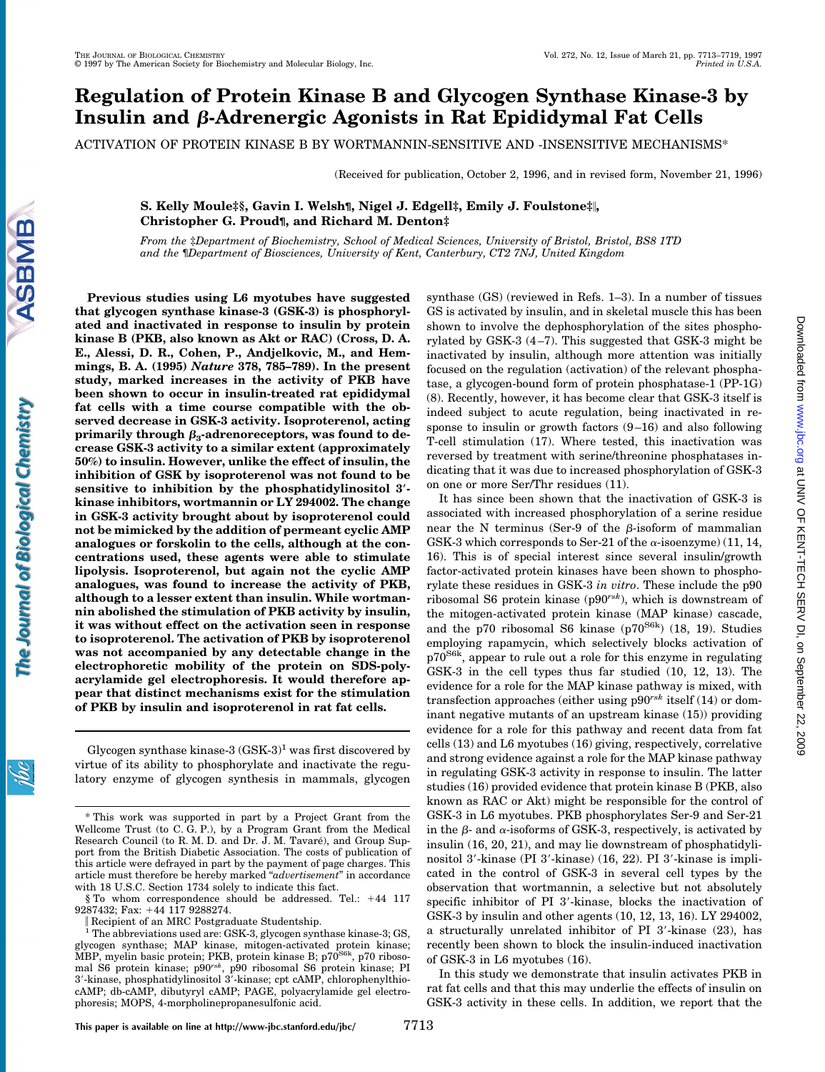# Regulation of Protein Kinase B and Glycogen Synthase Kinase-3 by Insulin and β-Adrenergic Agonists in Rat Epididymal Fat Cells

ACTIVATION OF PROTEIN KINASE B BY WORTMANNIN-SENSITIVE AND -INSENSITIVE MECHANISMS*

(Received for publication, October 2, 1996, and in revised form, November 21, 1996)

**S. Kelly Moule‡§, Gavin I. Welsh¶, Nigel J. Edgell‡, Emily J. Foulstone‡‖, Christopher G. Proud¶, and Richard M. Denton‡**

*From the ‡Department of Biochemistry, School of Medical Sciences, University of Bristol, Bristol, BS8 1TD and the ¶Department of Biosciences, University of Kent, Canterbury, CT2 7NJ, United Kingdom*

**Previous studies using L6 myotubes have suggested that glycogen synthase kinase-3 (GSK-3) is phosphorylated and inactivated in response to insulin by protein kinase B (PKB, also known as Akt or RAC) (Cross, D. A. E., Alessi, D. R., Cohen, P., Andjelkovic, M., and Hemmings, B. A. (1995) *Nature* 378, 785–789). In the present study, marked increases in the activity of PKB have been shown to occur in insulin-treated rat epididymal fat cells with a time course compatible with the observed decrease in GSK-3 activity. Isoproterenol, acting primarily through $\beta_3$-adrenoreceptors, was found to decrease GSK-3 activity to a similar extent (approximately 50%) to insulin. However, unlike the effect of insulin, the inhibition of GSK by isoproterenol was not found to be sensitive to inhibition by the phosphatidylinositol 3′-kinase inhibitors, wortmannin or LY 294002. The change in GSK-3 activity brought about by isoproterenol could not be mimicked by the addition of permeant cyclic AMP analogues or forskolin to the cells, although at the concentrations used, these agents were able to stimulate lipolysis. Isoproterenol, but again not the cyclic AMP analogues, was found to increase the activity of PKB, although to a lesser extent than insulin. While wortmannin abolished the stimulation of PKB activity by insulin, it was without effect on the activation seen in response to isoproterenol. The activation of PKB by isoproterenol was not accompanied by any detectable change in the electrophoretic mobility of the protein on SDS-polyacrylamide gel electrophoresis. It would therefore appear that distinct mechanisms exist for the stimulation of PKB by insulin and isoproterenol in rat fat cells.**

Glycogen synthase kinase-3 (GSK-3)[1] was first discovered by virtue of its ability to phosphorylate and inactivate the regulatory enzyme of glycogen synthesis in mammals, glycogen synthase (GS) (reviewed in Refs. 1–3). In a number of tissues GS is activated by insulin, and in skeletal muscle this has been shown to involve the dephosphorylation of the sites phosphorylated by GSK-3 (4–7). This suggested that GSK-3 might be inactivated by insulin, although more attention was initially focused on the regulation (activation) of the relevant phosphatase, a glycogen-bound form of protein phosphatase-1 (PP-1G) (8). Recently, however, it has become clear that GSK-3 itself is indeed subject to acute regulation, being inactivated in response to insulin or growth factors (9–16) and also following T-cell stimulation (17). Where tested, this inactivation was reversed by treatment with serine/threonine phosphatases indicating that it was due to increased phosphorylation of GSK-3 on one or more Ser/Thr residues (11).

It has since been shown that the inactivation of GSK-3 is associated with increased phosphorylation of a serine residue near the N terminus (Ser-9 of the β-isoform of mammalian GSK-3 which corresponds to Ser-21 of the α-isoenzyme) (11, 14, 16). This is of special interest since several insulin/growth factor-activated protein kinases have been shown to phosphorylate these residues in GSK-3 *in vitro*. These include the p90 ribosomal S6 protein kinase ($p90^{rsk}$), which is downstream of the mitogen-activated protein kinase (MAP kinase) cascade, and the p70 ribosomal S6 kinase ($p70^{S6k}$) (18, 19). Studies employing rapamycin, which selectively blocks activation of $p70^{S6k}$, appear to rule out a role for this enzyme in regulating GSK-3 in the cell types thus far studied (10, 12, 13). The evidence for a role for the MAP kinase pathway is mixed, with transfection approaches (either using $p90^{rsk}$ itself (14) or dominant negative mutants of an upstream kinase (15)) providing evidence for a role for this pathway and recent data from fat cells (13) and L6 myotubes (16) giving, respectively, correlative and strong evidence against a role for the MAP kinase pathway in regulating GSK-3 activity in response to insulin. The latter studies (16) provided evidence that protein kinase B (PKB, also known as RAC or Akt) might be responsible for the control of GSK-3 in L6 myotubes. PKB phosphorylates Ser-9 and Ser-21 in the β- and α-isoforms of GSK-3, respectively, is activated by insulin (16, 20, 21), and may lie downstream of phosphatidylinositol 3′-kinase (PI 3′-kinase) (16, 22). PI 3′-kinase is implicated in the control of GSK-3 in several cell types by the observation that wortmannin, a selective but not absolutely specific inhibitor of PI 3′-kinase, blocks the inactivation of GSK-3 by insulin and other agents (10, 12, 13, 16). LY 294002, a structurally unrelated inhibitor of PI 3′-kinase (23), has recently been shown to block the insulin-induced inactivation of GSK-3 in L6 myotubes (16).

In this study we demonstrate that insulin activates PKB in rat fat cells and that this may underlie the effects of insulin on GSK-3 activity in these cells. In addition, we report that the

---

* This work was supported in part by a Project Grant from the Wellcome Trust (to C. G. P.), by a Program Grant from the Medical Research Council (to R. M. D. and Dr. J. M. Tavaré), and Group Support from the British Diabetic Association. The costs of publication of this article were defrayed in part by the payment of page charges. This article must therefore be hereby marked "*advertisement*" in accordance with 18 U.S.C. Section 1734 solely to indicate this fact.

§ To whom correspondence should be addressed. Tel.: +44 117 9287432; Fax: +44 117 9288274.

‖ Recipient of an MRC Postgraduate Studentship.

[1] The abbreviations used are: GSK-3, glycogen synthase kinase-3; GS, glycogen synthase; MAP kinase, mitogen-activated protein kinase; MBP, myelin basic protein; PKB, protein kinase B; $p70^{S6k}$, p70 ribosomal S6 protein kinase; $p90^{rsk}$, p90 ribosomal S6 protein kinase; PI 3′-kinase, phosphatidylinositol 3′-kinase; cpt cAMP, chlorophenylthio-cAMP; db-cAMP, dibutyryl cAMP; PAGE, polyacrylamide gel electrophoresis; MOPS, 4-morpholinepropanesulfonic acid.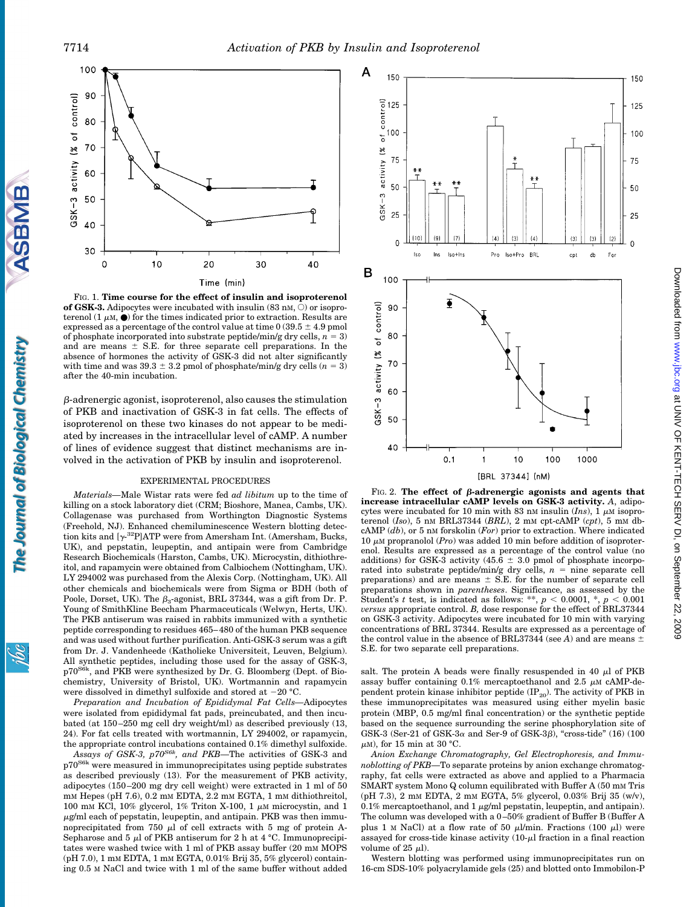FIG. 1. **Time course for the effect of insulin and isoproterenol of GSK-3.** Adipocytes were incubated with insulin (83 nM, ○) or isoproterenol (1 $\mu$M, ●) for the times indicated prior to extraction. Results are expressed as a percentage of the control value at time 0 (39.5 ± 4.9 pmol of phosphate incorporated into substrate peptide/min/g dry cells, $n = 3$) and are means ± S.E. for three separate cell preparations. In the absence of hormones the activity of GSK-3 did not alter significantly with time and was 39.3 ± 3.2 pmol of phosphate/min/g dry cells ($n = 3$) after the 40-min incubation.

$\beta$-adrenergic agonist, isoproterenol, also causes the stimulation of PKB and inactivation of GSK-3 in fat cells. The effects of isoproterenol on these two kinases do not appear to be mediated by increases in the intracellular level of cAMP. A number of lines of evidence suggest that distinct mechanisms are involved in the activation of PKB by insulin and isoproterenol.

## EXPERIMENTAL PROCEDURES

*Materials*—Male Wistar rats were fed *ad libitum* up to the time of killing on a stock laboratory diet (CRM; Bioshore, Manea, Cambs, UK). Collagenase was purchased from Worthington Diagnostic Systems (Freehold, NJ). Enhanced chemiluminescence Western blotting detection kits and [$\gamma$-$^{32}$P]ATP were from Amersham Int. (Amersham, Bucks, UK), and pepstatin, leupeptin, and antipain were from Cambridge Research Biochemicals (Harston, Cambs, UK). Microcystin, dithiothreitol, and rapamycin were obtained from Calbiochem (Nottingham, UK). LY 294002 was purchased from the Alexis Corp. (Nottingham, UK). All other chemicals and biochemicals were from Sigma or BDH (both of Poole, Dorset, UK). The $\beta_3$-agonist, BRL 37344, was a gift from Dr. P. Young of SmithKline Beecham Pharmaceuticals (Welwyn, Herts, UK). The PKB antiserum was raised in rabbits immunized with a synthetic peptide corresponding to residues 465–480 of the human PKB sequence and was used without further purification. Anti-GSK-3 serum was a gift from Dr. J. Vandenheede (Katholieke Universiteit, Leuven, Belgium). All synthetic peptides, including those used for the assay of GSK-3, p70$^{S6k}$, and PKB were synthesized by Dr. G. Bloomberg (Dept. of Biochemistry, University of Bristol, UK). Wortmannin and rapamycin were dissolved in dimethyl sulfoxide and stored at −20 °C.

*Preparation and Incubation of Epididymal Fat Cells*—Adipocytes were isolated from epididymal fat pads, preincubated, and then incubated (at 150–250 mg cell dry weight/ml) as described previously (13, 24). For fat cells treated with wortmannin, LY 294002, or rapamycin, the appropriate control incubations contained 0.1% dimethyl sulfoxide.

*Assays of GSK-3, p70$^{S6k}$, and PKB*—The activities of GSK-3 and p70$^{S6k}$ were measured in immunoprecipitates using peptide substrates as described previously (13). For the measurement of PKB activity, adipocytes (150–200 mg dry cell weight) were extracted in 1 ml of 50 mM Hepes (pH 7.6), 0.2 mM EDTA, 2.2 mM EGTA, 1 mM dithiothreitol, 100 mM KCl, 10% glycerol, 1% Triton X-100, 1 $\mu$M microcystin, and 1 $\mu$g/ml each of pepstatin, leupeptin, and antipain. PKB was then immunoprecipitated from 750 $\mu$l of cell extracts with 5 mg of protein A-Sepharose and 5 $\mu$l of PKB antiserum for 2 h at 4 °C. Immunoprecipitates were washed twice with 1 ml of PKB assay buffer (20 mM MOPS (pH 7.0), 1 mM EDTA, 1 mM EGTA, 0.01% Brij 35, 5% glycerol) containing 0.5 M NaCl and twice with 1 ml of the same buffer without added salt. The protein A beads were finally resuspended in 40 $\mu$l of PKB assay buffer containing 0.1% mercaptoethanol and 2.5 $\mu$M cAMP-dependent protein kinase inhibitor peptide (IP$_{20}$). The activity of PKB in these immunoprecipitates was measured using either myelin basic protein (MBP, 0.5 mg/ml final concentration) or the synthetic peptide based on the sequence surrounding the serine phosphorylation site of GSK-3 (Ser-21 of GSK-3$\alpha$ and Ser-9 of GSK-3$\beta$), "cross-tide" (16) (100 $\mu$M), for 15 min at 30 °C.

FIG. 2. **The effect of $\beta$-adrenergic agonists and agents that increase intracellular cAMP levels on GSK-3 activity.** *A*, adipocytes were incubated for 10 min with 83 nM insulin (*Ins*), 1 $\mu$M isoproterenol (*Iso*), 5 nM BRL37344 (*BRL*), 2 mM cpt-cAMP (*cpt*), 5 mM db-cAMP (*db*), or 5 nM forskolin (*For*) prior to extraction. Where indicated 10 $\mu$M propranolol (*Pro*) was added 10 min before addition of isoproterenol. Results are expressed as a percentage of the control value (no additions) for GSK-3 activity (45.6 ± 3.0 pmol of phosphate incorporated into substrate peptide/min/g dry cells, $n$ = nine separate cell preparations) and are means ± S.E. for the number of separate cell preparations shown in *parentheses*. Significance, as assessed by the Student's $t$ test, is indicated as follows: **, $p < 0.0001$, *, $p < 0.001$ *versus* appropriate control. *B*, dose response for the effect of BRL37344 on GSK-3 activity. Adipocytes were incubated for 10 min with varying concentrations of BRL 37344. Results are expressed as a percentage of the control value in the absence of BRL37344 (see *A*) and are means ± S.E. for two separate cell preparations.

*Anion Exchange Chromatography, Gel Electrophoresis, and Immunoblotting of PKB*—To separate proteins by anion exchange chromatography, fat cells were extracted as above and applied to a Pharmacia SMART system Mono Q column equilibrated with Buffer A (50 mM Tris (pH 7.3), 2 mM EDTA, 2 mM EGTA, 5% glycerol, 0.03% Brij 35 (w/v), 0.1% mercaptoethanol, and 1 $\mu$g/ml pepstatin, leupeptin, and antipain). The column was developed with a 0–50% gradient of Buffer B (Buffer A plus 1 M NaCl) at a flow rate of 50 $\mu$l/min. Fractions (100 $\mu$l) were assayed for cross-tide kinase activity (10-$\mu$l fraction in a final reaction volume of 25 $\mu$l).

Western blotting was performed using immunoprecipitates run on 16-cm SDS-10% polyacrylamide gels (25) and blotted onto Immobilon-P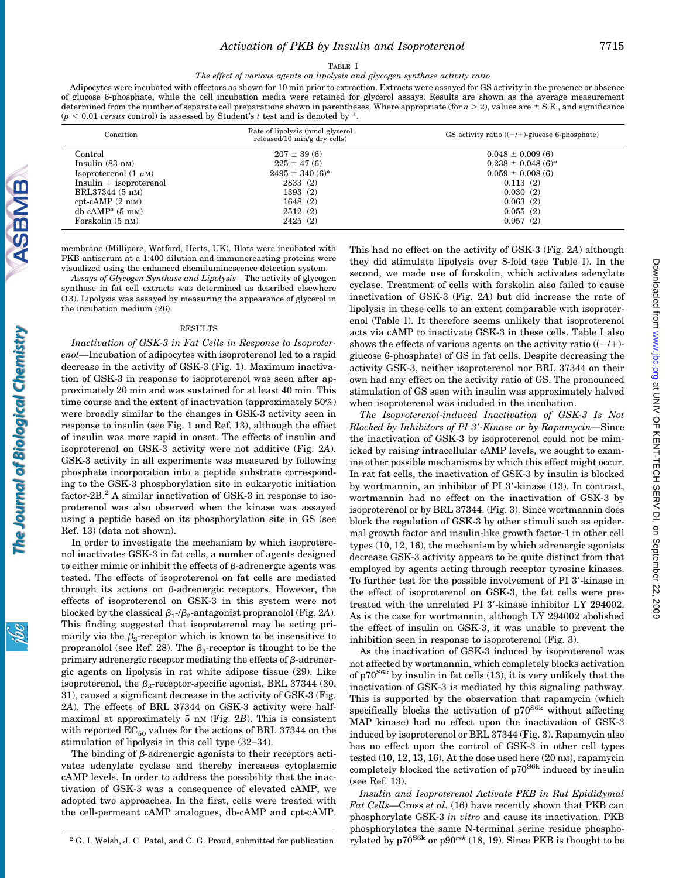TABLE I

*The effect of various agents on lipolysis and glycogen synthase activity ratio*

Adipocytes were incubated with effectors as shown for 10 min prior to extraction. Extracts were assayed for GS activity in the presence or absence of glucose 6-phosphate, while the cell incubation media were retained for glycerol assays. Results are shown as the average measurement determined from the number of separate cell preparations shown in parentheses. Where appropriate (for $n > 2$), values are ± S.E., and significance ($p < 0.01$ *versus* control) is assessed by Student's *t* test and is denoted by *.

| Condition | Rate of lipolysis (nmol glycerol released/10 min/g dry cells) | GS activity ratio ((−/+)-glucose 6-phosphate) |
|---|---|---|
| Control | 207 ± 39 (6) | 0.048 ± 0.009 (6) |
| Insulin (83 nM) | 225 ± 47 (6) | 0.238 ± 0.048 (6)* |
| Isoproterenol (1 μM) | 2495 ± 340 (6)* | 0.059 ± 0.008 (6) |
| Insulin + isoproterenol | 2833 (2) | 0.113 (2) |
| BRL37344 (5 nM) | 1393 (2) | 0.030 (2) |
| cpt-cAMP (2 mM) | 1648 (2) | 0.063 (2) |
| db-cAMP[a] (5 mM) | 2512 (2) | 0.055 (2) |
| Forskolin (5 nM) | 2425 (2) | 0.057 (2) |

membrane (Millipore, Watford, Herts, UK). Blots were incubated with PKB antiserum at a 1:400 dilution and immunoreacting proteins were visualized using the enhanced chemiluminescence detection system.

*Assays of Glycogen Synthase and Lipolysis*—The activity of glycogen synthase in fat cell extracts was determined as described elsewhere (13). Lipolysis was assayed by measuring the appearance of glycerol in the incubation medium (26).

## RESULTS

*Inactivation of GSK-3 in Fat Cells in Response to Isoproterenol*—Incubation of adipocytes with isoproterenol led to a rapid decrease in the activity of GSK-3 (Fig. 1). Maximum inactivation of GSK-3 in response to isoproterenol was seen after approximately 20 min and was sustained for at least 40 min. This time course and the extent of inactivation (approximately 50%) were broadly similar to the changes in GSK-3 activity seen in response to insulin (see Fig. 1 and Ref. 13), although the effect of insulin was more rapid in onset. The effects of insulin and isoproterenol on GSK-3 activity were not additive (Fig. 2*A*). GSK-3 activity in all experiments was measured by following phosphate incorporation into a peptide substrate corresponding to the GSK-3 phosphorylation site in eukaryotic initiation factor-2B.[2] A similar inactivation of GSK-3 in response to isoproterenol was also observed when the kinase was assayed using a peptide based on its phosphorylation site in GS (see Ref. 13) (data not shown).

In order to investigate the mechanism by which isoproterenol inactivates GSK-3 in fat cells, a number of agents designed to either mimic or inhibit the effects of β-adrenergic agents was tested. The effects of isoproterenol on fat cells are mediated through its actions on β-adrenergic receptors. However, the effects of isoproterenol on GSK-3 in this system were not blocked by the classical $\beta_1$-/$\beta_2$-antagonist propranolol (Fig. 2*A*). This finding suggested that isoproterenol may be acting primarily via the $\beta_3$-receptor which is known to be insensitive to propranolol (see Ref. 28). The $\beta_3$-receptor is thought to be the primary adrenergic receptor mediating the effects of β-adrenergic agents on lipolysis in rat white adipose tissue (29). Like isoproterenol, the $\beta_3$-receptor-specific agonist, BRL 37344 (30, 31), caused a significant decrease in the activity of GSK-3 (Fig. 2*A*). The effects of BRL 37344 on GSK-3 activity were half-maximal at approximately 5 nM (Fig. 2*B*). This is consistent with reported $EC_{50}$ values for the actions of BRL 37344 on the stimulation of lipolysis in this cell type (32–34).

The binding of β-adrenergic agonists to their receptors activates adenylate cyclase and thereby increases cytoplasmic cAMP levels. In order to address the possibility that the inactivation of GSK-3 was a consequence of elevated cAMP, we adopted two approaches. In the first, cells were treated with the cell-permeant cAMP analogues, db-cAMP and cpt-cAMP. This had no effect on the activity of GSK-3 (Fig. 2*A*) although they did stimulate lipolysis over 8-fold (see Table I). In the second, we made use of forskolin, which activates adenylate cyclase. Treatment of cells with forskolin also failed to cause inactivation of GSK-3 (Fig. 2*A*) but did increase the rate of lipolysis in these cells to an extent comparable with isoproterenol (Table I). It therefore seems unlikely that isoproterenol acts via cAMP to inactivate GSK-3 in these cells. Table I also shows the effects of various agents on the activity ratio ((−/+)-glucose 6-phosphate) of GS in fat cells. Despite decreasing the activity GSK-3, neither isoproterenol nor BRL 37344 on their own had any effect on the activity ratio of GS. The pronounced stimulation of GS seen with insulin was approximately halved when isoproterenol was included in the incubation.

*The Isoproterenol-induced Inactivation of GSK-3 Is Not Blocked by Inhibitors of PI 3′-Kinase or by Rapamycin*—Since the inactivation of GSK-3 by isoproterenol could not be mimicked by raising intracellular cAMP levels, we sought to examine other possible mechanisms by which this effect might occur. In rat fat cells, the inactivation of GSK-3 by insulin is blocked by wortmannin, an inhibitor of PI 3′-kinase (13). In contrast, wortmannin had no effect on the inactivation of GSK-3 by isoproterenol or by BRL 37344. (Fig. 3). Since wortmannin does block the regulation of GSK-3 by other stimuli such as epidermal growth factor and insulin-like growth factor-1 in other cell types (10, 12, 16), the mechanism by which adrenergic agonists decrease GSK-3 activity appears to be quite distinct from that employed by agents acting through receptor tyrosine kinases. To further test for the possible involvement of PI 3′-kinase in the effect of isoproterenol on GSK-3, the fat cells were pretreated with the unrelated PI 3′-kinase inhibitor LY 294002. As is the case for wortmannin, although LY 294002 abolished the effect of insulin on GSK-3, it was unable to prevent the inhibition seen in response to isoproterenol (Fig. 3).

As the inactivation of GSK-3 induced by isoproterenol was not affected by wortmannin, which completely blocks activation of p70[S6k] by insulin in fat cells (13), it is very unlikely that the inactivation of GSK-3 is mediated by this signaling pathway. This is supported by the observation that rapamycin (which specifically blocks the activation of p70[S6k] without affecting MAP kinase) had no effect upon the inactivation of GSK-3 induced by isoproterenol or BRL 37344 (Fig. 3). Rapamycin also has no effect upon the control of GSK-3 in other cell types tested (10, 12, 13, 16). At the dose used here (20 nM), rapamycin completely blocked the activation of p70[S6k] induced by insulin (see Ref. 13).

*Insulin and Isoproterenol Activate PKB in Rat Epididymal Fat Cells*—Cross *et al.* (16) have recently shown that PKB can phosphorylate GSK-3 *in vitro* and cause its inactivation. PKB phosphorylates the same N-terminal serine residue phosphorylated by p70[S6k] or p90[rsk] (18, 19). Since PKB is thought to be

[2] G. I. Welsh, J. C. Patel, and C. G. Proud, submitted for publication.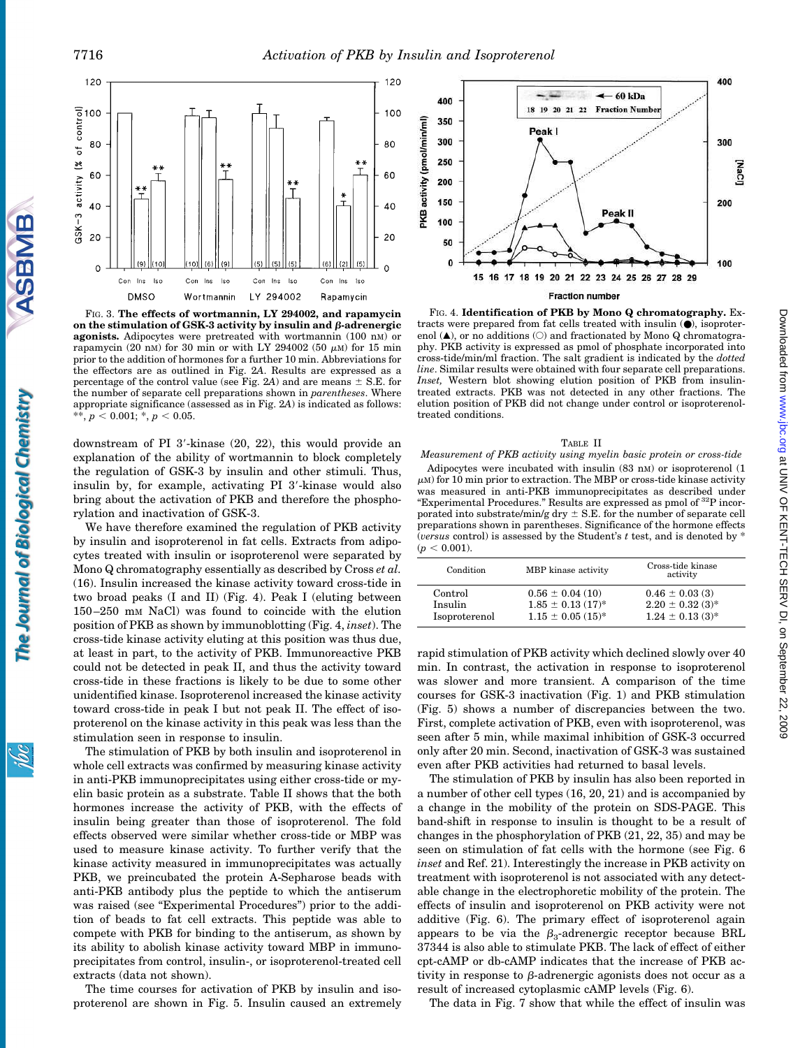120

100

80

60

40

20

0

GSK-3 activity (% of control)

Con Ins Iso | Con Ins Iso | Con Ins Iso | Con Ins Iso

DMSO | Wortmannin | LY 294002 | Rapamycin

(9) (10) (10) (6) (9) (5) (5) (5) (6) (21) (5)

** ** ** ** * **

FIG. 3. **The effects of wortmannin, LY 294002, and rapamycin on the stimulation of GSK-3 activity by insulin and β-adrenergic agonists.** Adipocytes were pretreated with wortmannin (100 nM) or rapamycin (20 nM) for 30 min or with LY 294002 (50 μM) for 15 min prior to the addition of hormones for a further 10 min. Abbreviations for the effectors are as outlined in Fig. 2*A*. Results are expressed as a percentage of the control value (see Fig. 2*A*) and are means ± S.E. for the number of separate cell preparations shown in *parentheses*. Where appropriate significance (assessed as in Fig. 2*A*) is indicated as follows: **, $p < 0.001$; *, $p < 0.05$.

PKB activity (pmol/min/ml)

[NaCl]

Peak I

Peak II

60 kDa

18 19 20 21 22 Fraction Number

Fraction number

FIG. 4. **Identification of PKB by Mono Q chromatography.** Extracts were prepared from fat cells treated with insulin (●), isoproterenol (▲), or no additions (○) and fractionated by Mono Q chromatography. PKB activity is expressed as pmol of phosphate incorporated into cross-tide/min/ml fraction. The salt gradient is indicated by the *dotted line*. Similar results were obtained with four separate cell preparations. *Inset,* Western blot showing elution position of PKB from insulin-treated extracts. PKB was not detected in any other fractions. The elution position of PKB did not change under control or isoproterenol-treated conditions.

downstream of PI 3′-kinase (20, 22), this would provide an explanation of the ability of wortmannin to block completely the regulation of GSK-3 by insulin and other stimuli. Thus, insulin by, for example, activating PI 3′-kinase would also bring about the activation of PKB and therefore the phosphorylation and inactivation of GSK-3.

We have therefore examined the regulation of PKB activity by insulin and isoproterenol in fat cells. Extracts from adipocytes treated with insulin or isoproterenol were separated by Mono Q chromatography essentially as described by Cross *et al.* (16). Insulin increased the kinase activity toward cross-tide in two broad peaks (I and II) (Fig. 4). Peak I (eluting between 150–250 mM NaCl) was found to coincide with the elution position of PKB as shown by immunoblotting (Fig. 4, *inset*). The cross-tide kinase activity eluting at this position was thus due, at least in part, to the activity of PKB. Immunoreactive PKB could not be detected in peak II, and thus the activity toward cross-tide in these fractions is likely to be due to some other unidentified kinase. Isoproterenol increased the kinase activity toward cross-tide in peak I but not peak II. The effect of isoproterenol on the kinase activity in this peak was less than the stimulation seen in response to insulin.

The stimulation of PKB by both insulin and isoproterenol in whole cell extracts was confirmed by measuring kinase activity in anti-PKB immunoprecipitates using either cross-tide or myelin basic protein as a substrate. Table II shows that the both hormones increase the activity of PKB, with the effects of insulin being greater than those of isoproterenol. The fold effects observed were similar whether cross-tide or MBP was used to measure kinase activity. To further verify that the kinase activity measured in immunoprecipitates was actually PKB, we preincubated the protein A-Sepharose beads with anti-PKB antibody plus the peptide to which the antiserum was raised (see "Experimental Procedures") prior to the addition of beads to fat cell extracts. This peptide was able to compete with PKB for binding to the antiserum, as shown by its ability to abolish kinase activity toward MBP in immunoprecipitates from control, insulin-, or isoproterenol-treated cell extracts (data not shown).

The time courses for activation of PKB by insulin and isoproterenol are shown in Fig. 5. Insulin caused an extremely

TABLE II

*Measurement of PKB activity using myelin basic protein or cross-tide*

Adipocytes were incubated with insulin (83 nM) or isoproterenol (1 μM) for 10 min prior to extraction. The MBP or cross-tide kinase activity was measured in anti-PKB immunoprecipitates as described under "Experimental Procedures." Results are expressed as pmol of $^{32}$P incorporated into substrate/min/g dry ± S.E. for the number of separate cell preparations shown in parentheses. Significance of the hormone effects (*versus* control) is assessed by the Student's *t* test, and is denoted by * ($p < 0.001$).

| Condition | MBP kinase activity | Cross-tide kinase activity |
|---|---|---|
| Control | 0.56 ± 0.04 (10) | 0.46 ± 0.03 (3) |
| Insulin | 1.85 ± 0.13 (17)* | 2.20 ± 0.32 (3)* |
| Isoproterenol | 1.15 ± 0.05 (15)* | 1.24 ± 0.13 (3)* |

rapid stimulation of PKB activity which declined slowly over 40 min. In contrast, the activation in response to isoproterenol was slower and more transient. A comparison of the time courses for GSK-3 inactivation (Fig. 1) and PKB stimulation (Fig. 5) shows a number of discrepancies between the two. First, complete activation of PKB, even with isoproterenol, was seen after 5 min, while maximal inhibition of GSK-3 occurred only after 20 min. Second, inactivation of GSK-3 was sustained even after PKB activities had returned to basal levels.

The stimulation of PKB by insulin has also been reported in a number of other cell types (16, 20, 21) and is accompanied by a change in the mobility of the protein on SDS-PAGE. This band-shift in response to insulin is thought to be a result of changes in the phosphorylation of PKB (21, 22, 35) and may be seen on stimulation of fat cells with the hormone (see Fig. 6 *inset* and Ref. 21). Interestingly the increase in PKB activity on treatment with isoproterenol is not associated with any detectable change in the electrophoretic mobility of the protein. The effects of insulin and isoproterenol on PKB activity were not additive (Fig. 6). The primary effect of isoproterenol again appears to be via the $\beta_3$-adrenergic receptor because BRL 37344 is also able to stimulate PKB. The lack of effect of either cpt-cAMP or db-cAMP indicates that the increase of PKB activity in response to β-adrenergic agonists does not occur as a result of increased cytoplasmic cAMP levels (Fig. 6).

The data in Fig. 7 show that while the effect of insulin was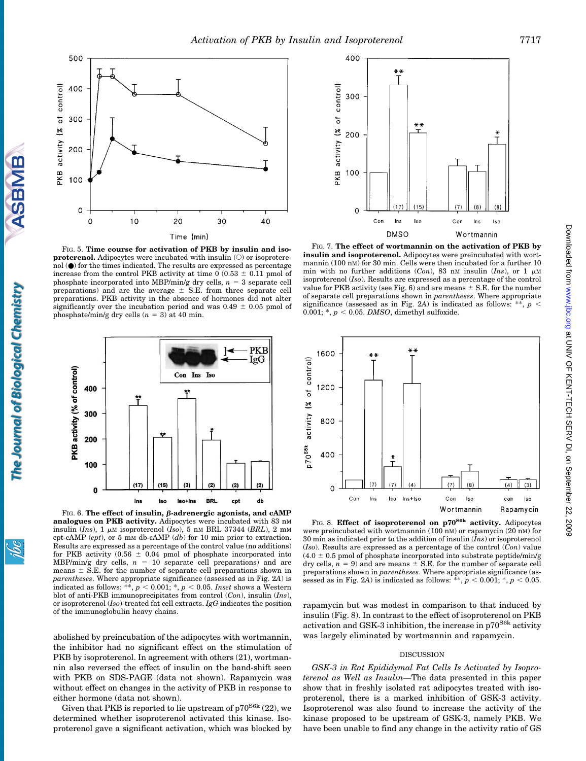FIG. 5. **Time course for activation of PKB by insulin and isoproterenol.** Adipocytes were incubated with insulin (○) or isoproterenol (●) for the times indicated. The results are expressed as percentage increase from the control PKB activity at time 0 (0.53 ± 0.11 pmol of phosphate incorporated into MBP/min/g dry cells, $n = 3$ separate cell preparations) and are the average ± S.E. from three separate cell preparations. PKB activity in the absence of hormones did not alter significantly over the incubation period and was 0.49 ± 0.05 pmol of phosphate/min/g dry cells ($n = 3$) at 40 min.

FIG. 7. **The effect of wortmannin on the activation of PKB by insulin and isoproterenol.** Adipocytes were preincubated with wortmannin (100 nM) for 30 min. Cells were then incubated for a further 10 min with no further additions (*Con*), 83 nM insulin (*Ins*), or 1 μM isoproterenol (*Iso*). Results are expressed as a percentage of the control value for PKB activity (see Fig. 6) and are means ± S.E. for the number of separate cell preparations shown in *parentheses*. Where appropriate significance (assessed as in Fig. 2*A*) is indicated as follows: **, $p < 0.001$; *, $p < 0.05$. *DMSO*, dimethyl sulfoxide.

FIG. 6. **The effect of insulin, β-adrenergic agonists, and cAMP analogues on PKB activity.** Adipocytes were incubated with 83 nM insulin (*Ins*), 1 μM isoproterenol (*Iso*), 5 nM BRL 37344 (*BRL*), 2 mM cpt-cAMP (*cpt*), or 5 mM db-cAMP (*db*) for 10 min prior to extraction. Results are expressed as a percentage of the control value (no additions) for PKB activity (0.56 ± 0.04 pmol of phosphate incorporated into MBP/min/g dry cells, $n = 10$ separate cell preparations) and are means ± S.E. for the number of separate cell preparations shown in *parentheses*. Where appropriate significance (assessed as in Fig. 2*A*) is indicated as follows: **, $p < 0.001$; *, $p < 0.05$. *Inset* shows a Western blot of anti-PKB immunoprecipitates from control (*Con*), insulin (*Ins*), or isoproterenol (*Iso*)-treated fat cell extracts. *IgG* indicates the position of the immunoglobulin heavy chains.

FIG. 8. **Effect of isoproterenol on $p70^{S6k}$ activity.** Adipocytes were preincubated with wortmannin (100 nM) or rapamycin (20 nM) for 30 min as indicated prior to the addition of insulin (*Ins*) or isoproterenol (*Iso*). Results are expressed as a percentage of the control (*Con*) value (4.0 ± 0.5 pmol of phosphate incorporated into substrate peptide/min/g dry cells, $n = 9$) and are means ± S.E. for the number of separate cell preparations shown in *parentheses*. Where appropriate significance (assessed as in Fig. 2*A*) is indicated as follows: **, $p < 0.001$; *, $p < 0.05$.

abolished by preincubation of the adipocytes with wortmannin, the inhibitor had no significant effect on the stimulation of PKB by isoproterenol. In agreement with others (21), wortmannin also reversed the effect of insulin on the band-shift seen with PKB on SDS-PAGE (data not shown). Rapamycin was without effect on changes in the activity of PKB in response to either hormone (data not shown).

Given that PKB is reported to lie upstream of $p70^{S6k}$ (22), we determined whether isoproterenol activated this kinase. Isoproterenol gave a significant activation, which was blocked by rapamycin but was modest in comparison to that induced by insulin (Fig. 8). In contrast to the effect of isoproterenol on PKB activation and GSK-3 inhibition, the increase in $p70^{S6k}$ activity was largely eliminated by wortmannin and rapamycin.

## DISCUSSION

*GSK-3 in Rat Epididymal Fat Cells Is Activated by Isoproterenol as Well as Insulin*—The data presented in this paper show that in freshly isolated rat adipocytes treated with isoproterenol, there is a marked inhibition of GSK-3 activity. Isoproterenol was also found to increase the activity of the kinase proposed to be upstream of GSK-3, namely PKB. We have been unable to find any change in the activity ratio of GS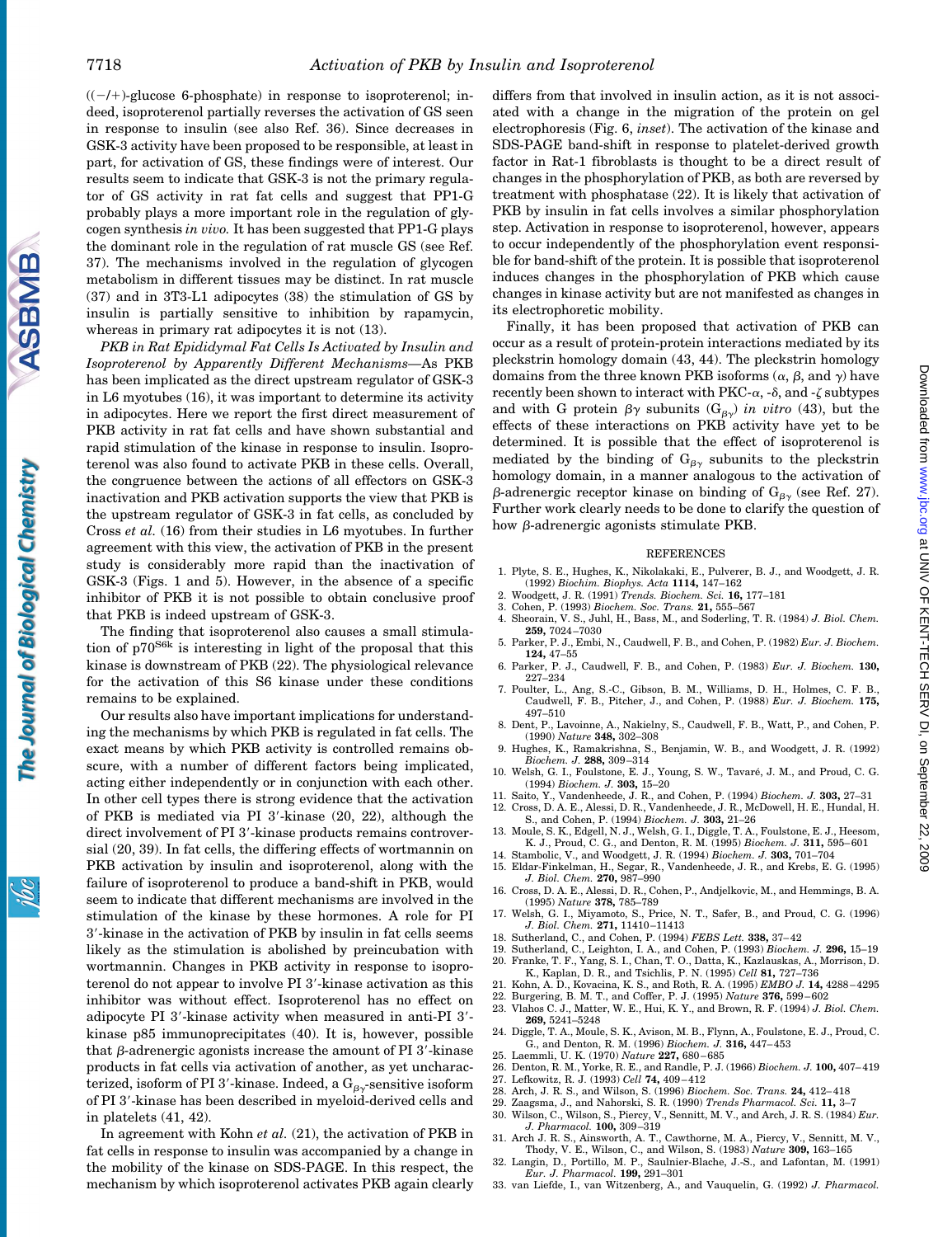((−/+)-glucose 6-phosphate) in response to isoproterenol; indeed, isoproterenol partially reverses the activation of GS seen in response to insulin (see also Ref. 36). Since decreases in GSK-3 activity have been proposed to be responsible, at least in part, for activation of GS, these findings were of interest. Our results seem to indicate that GSK-3 is not the primary regulator of GS activity in rat fat cells and suggest that PP1-G probably plays a more important role in the regulation of glycogen synthesis *in vivo.* It has been suggested that PP1-G plays the dominant role in the regulation of rat muscle GS (see Ref. 37). The mechanisms involved in the regulation of glycogen metabolism in different tissues may be distinct. In rat muscle (37) and in 3T3-L1 adipocytes (38) the stimulation of GS by insulin is partially sensitive to inhibition by rapamycin, whereas in primary rat adipocytes it is not (13).

*PKB in Rat Epididymal Fat Cells Is Activated by Insulin and Isoproterenol by Apparently Different Mechanisms*—As PKB has been implicated as the direct upstream regulator of GSK-3 in L6 myotubes (16), it was important to determine its activity in adipocytes. Here we report the first direct measurement of PKB activity in rat fat cells and have shown substantial and rapid stimulation of the kinase in response to insulin. Isoproterenol was also found to activate PKB in these cells. Overall, the congruence between the actions of all effectors on GSK-3 inactivation and PKB activation supports the view that PKB is the upstream regulator of GSK-3 in fat cells, as concluded by Cross *et al.* (16) from their studies in L6 myotubes. In further agreement with this view, the activation of PKB in the present study is considerably more rapid than the inactivation of GSK-3 (Figs. 1 and 5). However, in the absence of a specific inhibitor of PKB it is not possible to obtain conclusive proof that PKB is indeed upstream of GSK-3.

The finding that isoproterenol also causes a small stimulation of $p70^{S6k}$ is interesting in light of the proposal that this kinase is downstream of PKB (22). The physiological relevance for the activation of this S6 kinase under these conditions remains to be explained.

Our results also have important implications for understanding the mechanisms by which PKB is regulated in fat cells. The exact means by which PKB activity is controlled remains obscure, with a number of different factors being implicated, acting either independently or in conjunction with each other. In other cell types there is strong evidence that the activation of PKB is mediated via PI 3′-kinase (20, 22), although the direct involvement of PI 3′-kinase products remains controversial (20, 39). In fat cells, the differing effects of wortmannin on PKB activation by insulin and isoproterenol, along with the failure of isoproterenol to produce a band-shift in PKB, would seem to indicate that different mechanisms are involved in the stimulation of the kinase by these hormones. A role for PI 3′-kinase in the activation of PKB by insulin in fat cells seems likely as the stimulation is abolished by preincubation with wortmannin. Changes in PKB activity in response to isoproterenol do not appear to involve PI 3′-kinase activation as this inhibitor was without effect. Isoproterenol has no effect on adipocyte PI 3′-kinase activity when measured in anti-PI 3′-kinase p85 immunoprecipitates (40). It is, however, possible that β-adrenergic agonists increase the amount of PI 3′-kinase products in fat cells via activation of another, as yet uncharacterized, isoform of PI 3′-kinase. Indeed, a $G_{\beta\gamma}$-sensitive isoform of PI 3′-kinase has been described in myeloid-derived cells and in platelets (41, 42).

In agreement with Kohn *et al.* (21), the activation of PKB in fat cells in response to insulin was accompanied by a change in the mobility of the kinase on SDS-PAGE. In this respect, the mechanism by which isoproterenol activates PKB again clearly differs from that involved in insulin action, as it is not associated with a change in the migration of the protein on gel electrophoresis (Fig. 6, *inset*). The activation of the kinase and SDS-PAGE band-shift in response to platelet-derived growth factor in Rat-1 fibroblasts is thought to be a direct result of changes in the phosphorylation of PKB, as both are reversed by treatment with phosphatase (22). It is likely that activation of PKB by insulin in fat cells involves a similar phosphorylation step. Activation in response to isoproterenol, however, appears to occur independently of the phosphorylation event responsible for band-shift of the protein. It is possible that isoproterenol induces changes in the phosphorylation of PKB which cause changes in kinase activity but are not manifested as changes in its electrophoretic mobility.

Finally, it has been proposed that activation of PKB can occur as a result of protein-protein interactions mediated by its pleckstrin homology domain (43, 44). The pleckstrin homology domains from the three known PKB isoforms (α, β, and γ) have recently been shown to interact with PKC-α, -δ, and -ζ subtypes and with G protein βγ subunits ($G_{\beta\gamma}$) *in vitro* (43), but the effects of these interactions on PKB activity have yet to be determined. It is possible that the effect of isoproterenol is mediated by the binding of $G_{\beta\gamma}$ subunits to the pleckstrin homology domain, in a manner analogous to the activation of β-adrenergic receptor kinase on binding of $G_{\beta\gamma}$ (see Ref. 27). Further work clearly needs to be done to clarify the question of how β-adrenergic agonists stimulate PKB.

## REFERENCES

1. Plyte, S. E., Hughes, K., Nikolakaki, E., Pulverer, B. J., and Woodgett, J. R. (1992) *Biochim. Biophys. Acta* **1114,** 147–162
2. Woodgett, J. R. (1991) *Trends. Biochem. Sci.* **16,** 177–181
3. Cohen, P. (1993) *Biochem. Soc. Trans.* **21,** 555–567
4. Sheorain, V. S., Juhl, H., Bass, M., and Soderling, T. R. (1984) *J. Biol. Chem.* **259,** 7024–7030
5. Parker, P. J., Embi, N., Caudwell, F. B., and Cohen, P. (1982) *Eur. J. Biochem.* **124,** 47–55
6. Parker, P. J., Caudwell, F. B., and Cohen, P. (1983) *Eur. J. Biochem.* **130,** 227–234
7. Poulter, L., Ang, S.-C., Gibson, B. M., Williams, D. H., Holmes, C. F. B., Caudwell, F. B., Pitcher, J., and Cohen, P. (1988) *Eur. J. Biochem.* **175,** 497–510
8. Dent, P., Lavoinne, A., Nakielny, S., Caudwell, F. B., Watt, P., and Cohen, P. (1990) *Nature* **348,** 302–308
9. Hughes, K., Ramakrishna, S., Benjamin, W. B., and Woodgett, J. R. (1992) *Biochem. J.* **288,** 309–314
10. Welsh, G. I., Foulstone, E. J., Young, S. W., Tavaré, J. M., and Proud, C. G. (1994) *Biochem. J.* **303,** 15–20
11. Saito, Y., Vandenheede, J. R., and Cohen, P. (1994) *Biochem. J.* **303,** 27–31
12. Cross, D. A. E., Alessi, D. R., Vandenheede, J. R., McDowell, H. E., Hundal, H. S., and Cohen, P. (1994) *Biochem. J.* **303,** 21–26
13. Moule, S. K., Edgell, N. J., Welsh, G. I., Diggle, T. A., Foulstone, E. J., Heesom, K. J., Proud, C. G., and Denton, R. M. (1995) *Biochem. J.* **311,** 595–601
14. Stambolic, V., and Woodgett, J. R. (1994) *Biochem. J.* **303,** 701–704
15. Eldar-Finkelman, H., Segar, R., Vandenheede, J. R., and Krebs, E. G. (1995) *J. Biol. Chem.* **270,** 987–990
16. Cross, D. A. E., Alessi, D. R., Cohen, P., Andjelkovic, M., and Hemmings, B. A. (1995) *Nature* **378,** 785–789
17. Welsh, G. I., Miyamoto, S., Price, N. T., Safer, B., and Proud, C. G. (1996) *J. Biol. Chem.* **271,** 11410–11413
18. Sutherland, C., and Cohen, P. (1994) *FEBS Lett.* **338,** 37–42
19. Sutherland, C., Leighton, I. A., and Cohen, P. (1993) *Biochem. J.* **296,** 15–19
20. Franke, T. F., Yang, S. I., Chan, T. O., Datta, K., Kazlauskas, A., Morrison, D. K., Kaplan, D. R., and Tsichlis, P. N. (1995) *Cell* **81,** 727–736
21. Kohn, A. D., Kovacina, K. S., and Roth, R. A. (1995) *EMBO J.* **14,** 4288–4295
22. Burgering, B. M. T., and Coffer, P. J. (1995) *Nature* **376,** 599–602
23. Vlahos C. J., Matter, W. E., Hui, K. Y., and Brown, R. F. (1994) *J. Biol. Chem.* **269,** 5241–5248
24. Diggle, T. A., Moule, S. K., Avison, M. B., Flynn, A., Foulstone, E. J., Proud, C. G., and Denton, R. M. (1996) *Biochem. J.* **316,** 447–453
25. Laemmli, U. K. (1970) *Nature* **227,** 680–685
26. Denton, R. M., Yorke, R. E., and Randle, P. J. (1966) *Biochem. J.* **100,** 407–419
27. Lefkowitz, R. J. (1993) *Cell* **74,** 409–412
28. Arch, J. R. S., and Wilson, S. (1996) *Biochem. Soc. Trans.* **24,** 412–418
29. Zaagsma, J., and Nahorski, S. R. (1990) *Trends Pharmacol. Sci.* **11,** 3–7
30. Wilson, C., Wilson, S., Piercy, V., Sennitt, M. V., and Arch, J. R. S. (1984) *Eur. J. Pharmacol.* **100,** 309–319
31. Arch J. R. S., Ainsworth, A. T., Cawthorne, M. A., Piercy, V., Sennitt, M. V., Thody, V. E., Wilson, C., and Wilson, S. (1983) *Nature* **309,** 163–165
32. Langin, D., Portillo, M. P., Saulnier-Blache, J.-S., and Lafontan, M. (1991) *Eur. J. Pharmacol.* **199,** 291–301
33. van Liefde, I., van Witzenberg, A., and Vauquelin, G. (1992) *J. Pharmacol.*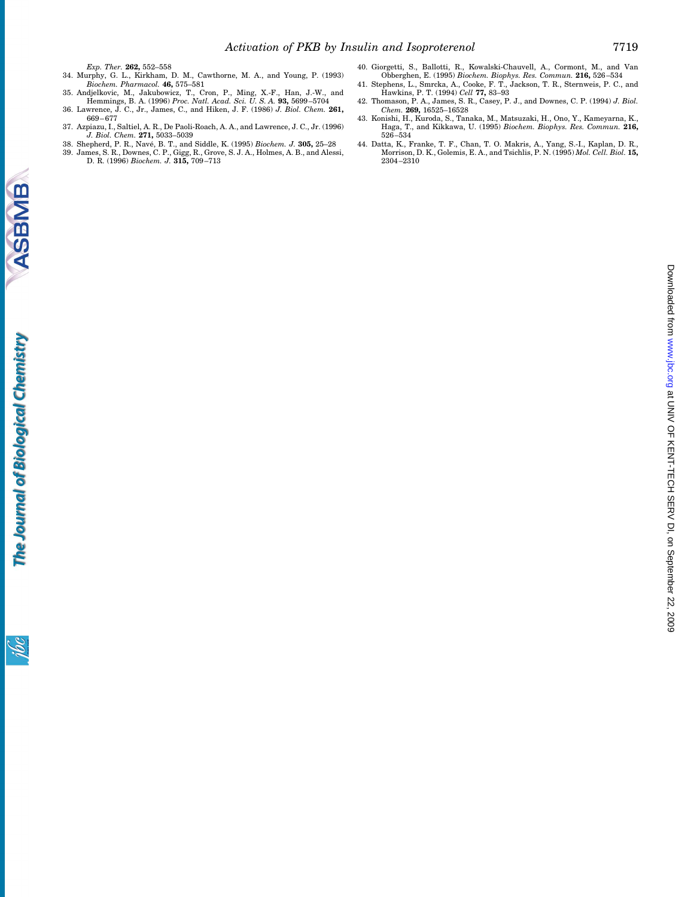*Exp. Ther.* **262,** 552–558

34. Murphy, G. L., Kirkham, D. M., Cawthorne, M. A., and Young, P. (1993) *Biochem. Pharmacol.* **46,** 575–581
35. Andjelkovic, M., Jakubowicz, T., Cron, P., Ming, X.-F., Han, J.-W., and Hemmings, B. A. (1996) *Proc. Natl. Acad. Sci. U. S. A.* **93,** 5699–5704
36. Lawrence, J. C., Jr., James, C., and Hiken, J. F. (1986) *J. Biol. Chem.* **261,** 669–677
37. Azpiazu, I., Saltiel, A. R., De Paoli-Roach, A. A., and Lawrence, J. C., Jr. (1996) *J. Biol. Chem.* **271,** 5033–5039
38. Shepherd, P. R., Navé, B. T., and Siddle, K. (1995) *Biochem. J.* **305,** 25–28
39. James, S. R., Downes, C. P., Gigg, R., Grove, S. J. A., Holmes, A. B., and Alessi, D. R. (1996) *Biochem. J.* **315,** 709–713
40. Giorgetti, S., Ballotti, R., Kowalski-Chauvell, A., Cormont, M., and Van Obberghen, E. (1995) *Biochem. Biophys. Res. Commun.* **216,** 526–534
41. Stephens, L., Smrcka, A., Cooke, F. T., Jackson, T. R., Sternweis, P. C., and Hawkins, P. T. (1994) *Cell* **77,** 83–93
42. Thomason, P. A., James, S. R., Casey, P. J., and Downes, C. P. (1994) *J. Biol. Chem.* **269,** 16525–16528
43. Konishi, H., Kuroda, S., Tanaka, M., Matsuzaki, H., Ono, Y., Kameyarna, K., Haga, T., and Kikkawa, U. (1995) *Biochem. Biophys. Res. Commun.* **216,** 526–534
44. Datta, K., Franke, T. F., Chan, T. O. Makris, A., Yang, S.-I., Kaplan, D. R., Morrison, D. K., Golemis, E. A., and Tsichlis, P. N. (1995) *Mol. Cell. Biol.* **15,** 2304–2310